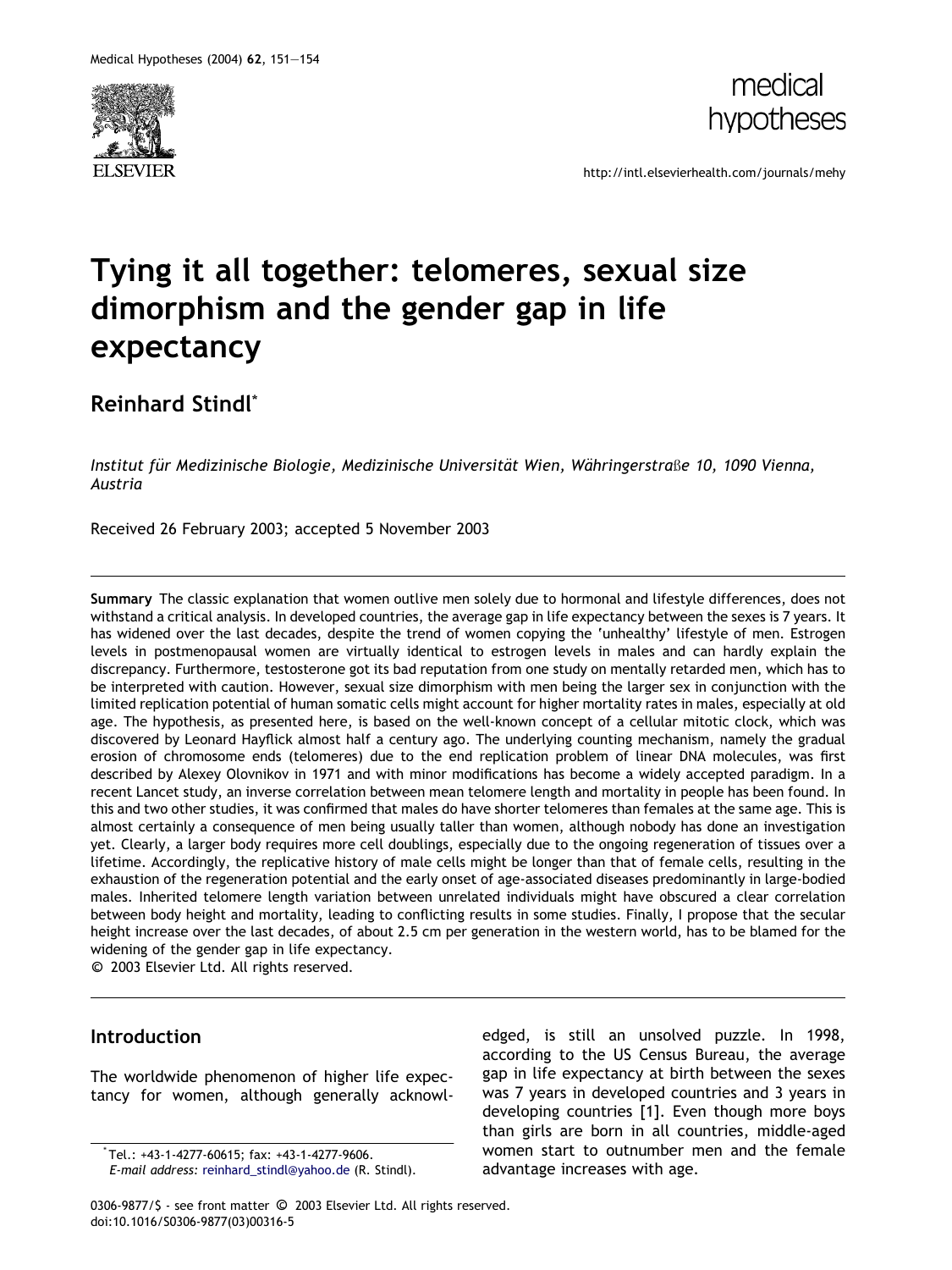# Tying it all together: telomeres, sexual size dimorphism and the gender gap in life expectancy

**Reinhard Stindl***

*Institut für Medizinische Biologie, Medizinische Universität Wien, Währingerstraße 10, 1090 Vienna, Austria*

Received 26 February 2003; accepted 5 November 2003

**Summary** The classic explanation that women outlive men solely due to hormonal and lifestyle differences, does not withstand a critical analysis. In developed countries, the average gap in life expectancy between the sexes is 7 years. It has widened over the last decades, despite the trend of women copying the 'unhealthy' lifestyle of men. Estrogen levels in postmenopausal women are virtually identical to estrogen levels in males and can hardly explain the discrepancy. Furthermore, testosterone got its bad reputation from one study on mentally retarded men, which has to be interpreted with caution. However, sexual size dimorphism with men being the larger sex in conjunction with the limited replication potential of human somatic cells might account for higher mortality rates in males, especially at old age. The hypothesis, as presented here, is based on the well-known concept of a cellular mitotic clock, which was discovered by Leonard Hayflick almost half a century ago. The underlying counting mechanism, namely the gradual erosion of chromosome ends (telomeres) due to the end replication problem of linear DNA molecules, was first described by Alexey Olovnikov in 1971 and with minor modifications has become a widely accepted paradigm. In a recent Lancet study, an inverse correlation between mean telomere length and mortality in people has been found. In this and two other studies, it was confirmed that males do have shorter telomeres than females at the same age. This is almost certainly a consequence of men being usually taller than women, although nobody has done an investigation yet. Clearly, a larger body requires more cell doublings, especially due to the ongoing regeneration of tissues over a lifetime. Accordingly, the replicative history of male cells might be longer than that of female cells, resulting in the exhaustion of the regeneration potential and the early onset of age-associated diseases predominantly in large-bodied males. Inherited telomere length variation between unrelated individuals might have obscured a clear correlation between body height and mortality, leading to conflicting results in some studies. Finally, I propose that the secular height increase over the last decades, of about 2.5 cm per generation in the western world, has to be blamed for the widening of the gender gap in life expectancy.

© 2003 Elsevier Ltd. All rights reserved.

## Introduction

The worldwide phenomenon of higher life expectancy for women, although generally acknowledged, is still an unsolved puzzle. In 1998, according to the US Census Bureau, the average gap in life expectancy at birth between the sexes was 7 years in developed countries and 3 years in developing countries [1]. Even though more boys than girls are born in all countries, middle-aged women start to outnumber men and the female advantage increases with age.

*Tel.: +43-1-4277-60615; fax: +43-1-4277-9606. *E-mail address:* reinhard_stindl@yahoo.de (R. Stindl).

0306-9877/$ - see front matter © 2003 Elsevier Ltd. All rights reserved.
doi:10.1016/S0306-9877(03)00316-5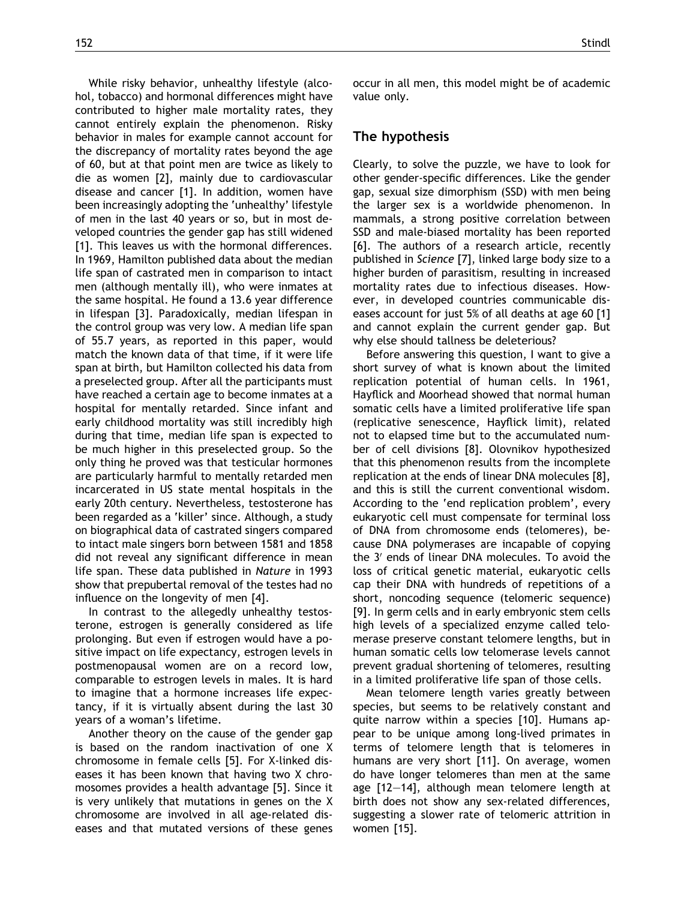While risky behavior, unhealthy lifestyle (alcohol, tobacco) and hormonal differences might have contributed to higher male mortality rates, they cannot entirely explain the phenomenon. Risky behavior in males for example cannot account for the discrepancy of mortality rates beyond the age of 60, but at that point men are twice as likely to die as women [2], mainly due to cardiovascular disease and cancer [1]. In addition, women have been increasingly adopting the 'unhealthy' lifestyle of men in the last 40 years or so, but in most developed countries the gender gap has still widened [1]. This leaves us with the hormonal differences. In 1969, Hamilton published data about the median life span of castrated men in comparison to intact men (although mentally ill), who were inmates at the same hospital. He found a 13.6 year difference in lifespan [3]. Paradoxically, median lifespan in the control group was very low. A median life span of 55.7 years, as reported in this paper, would match the known data of that time, if it were life span at birth, but Hamilton collected his data from a preselected group. After all the participants must have reached a certain age to become inmates at a hospital for mentally retarded. Since infant and early childhood mortality was still incredibly high during that time, median life span is expected to be much higher in this preselected group. So the only thing he proved was that testicular hormones are particularly harmful to mentally retarded men incarcerated in US state mental hospitals in the early 20th century. Nevertheless, testosterone has been regarded as a 'killer' since. Although, a study on biographical data of castrated singers compared to intact male singers born between 1581 and 1858 did not reveal any significant difference in mean life span. These data published in *Nature* in 1993 show that prepubertal removal of the testes had no influence on the longevity of men [4].

In contrast to the allegedly unhealthy testosterone, estrogen is generally considered as life prolonging. But even if estrogen would have a positive impact on life expectancy, estrogen levels in postmenopausal women are on a record low, comparable to estrogen levels in males. It is hard to imagine that a hormone increases life expectancy, if it is virtually absent during the last 30 years of a woman's lifetime.

Another theory on the cause of the gender gap is based on the random inactivation of one X chromosome in female cells [5]. For X-linked diseases it has been known that having two X chromosomes provides a health advantage [5]. Since it is very unlikely that mutations in genes on the X chromosome are involved in all age-related diseases and that mutated versions of these genes occur in all men, this model might be of academic value only.

## The hypothesis

Clearly, to solve the puzzle, we have to look for other gender-specific differences. Like the gender gap, sexual size dimorphism (SSD) with men being the larger sex is a worldwide phenomenon. In mammals, a strong positive correlation between SSD and male-biased mortality has been reported [6]. The authors of a research article, recently published in *Science* [7], linked large body size to a higher burden of parasitism, resulting in increased mortality rates due to infectious diseases. However, in developed countries communicable diseases account for just 5% of all deaths at age 60 [1] and cannot explain the current gender gap. But why else should tallness be deleterious?

Before answering this question, I want to give a short survey of what is known about the limited replication potential of human cells. In 1961, Hayflick and Moorhead showed that normal human somatic cells have a limited proliferative life span (replicative senescence, Hayflick limit), related not to elapsed time but to the accumulated number of cell divisions [8]. Olovnikov hypothesized that this phenomenon results from the incomplete replication at the ends of linear DNA molecules [8], and this is still the current conventional wisdom. According to the 'end replication problem', every eukaryotic cell must compensate for terminal loss of DNA from chromosome ends (telomeres), because DNA polymerases are incapable of copying the 3′ ends of linear DNA molecules. To avoid the loss of critical genetic material, eukaryotic cells cap their DNA with hundreds of repetitions of a short, noncoding sequence (telomeric sequence) [9]. In germ cells and in early embryonic stem cells high levels of a specialized enzyme called telomerase preserve constant telomere lengths, but in human somatic cells low telomerase levels cannot prevent gradual shortening of telomeres, resulting in a limited proliferative life span of those cells.

Mean telomere length varies greatly between species, but seems to be relatively constant and quite narrow within a species [10]. Humans appear to be unique among long-lived primates in terms of telomere length that is telomeres in humans are very short [11]. On average, women do have longer telomeres than men at the same age [12–14], although mean telomere length at birth does not show any sex-related differences, suggesting a slower rate of telomeric attrition in women [15].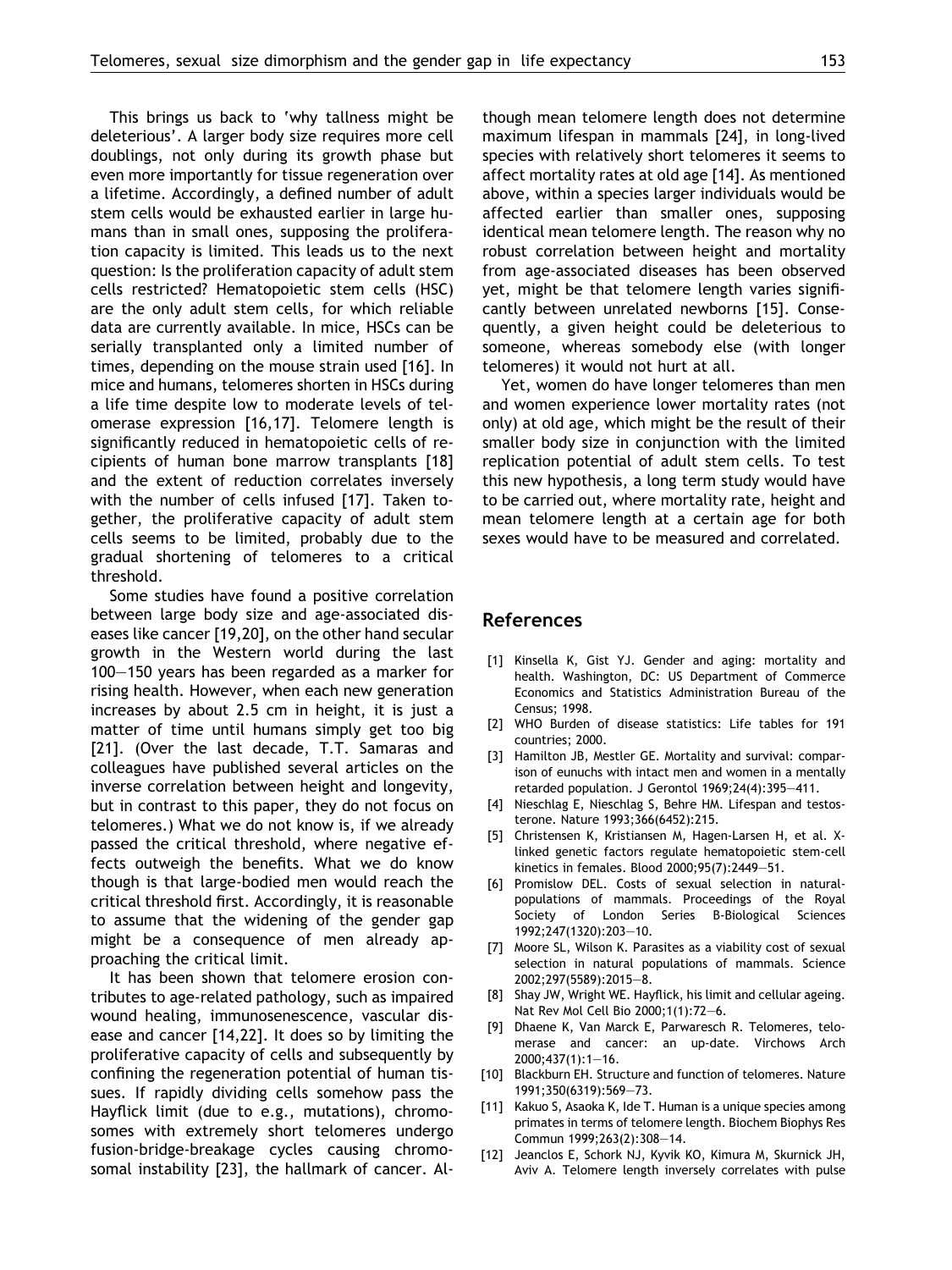This brings us back to 'why tallness might be deleterious'. A larger body size requires more cell doublings, not only during its growth phase but even more importantly for tissue regeneration over a lifetime. Accordingly, a defined number of adult stem cells would be exhausted earlier in large humans than in small ones, supposing the proliferation capacity is limited. This leads us to the next question: Is the proliferation capacity of adult stem cells restricted? Hematopoietic stem cells (HSC) are the only adult stem cells, for which reliable data are currently available. In mice, HSCs can be serially transplanted only a limited number of times, depending on the mouse strain used [16]. In mice and humans, telomeres shorten in HSCs during a life time despite low to moderate levels of telomerase expression [16,17]. Telomere length is significantly reduced in hematopoietic cells of recipients of human bone marrow transplants [18] and the extent of reduction correlates inversely with the number of cells infused [17]. Taken together, the proliferative capacity of adult stem cells seems to be limited, probably due to the gradual shortening of telomeres to a critical threshold.

Some studies have found a positive correlation between large body size and age-associated diseases like cancer [19,20], on the other hand secular growth in the Western world during the last 100—150 years has been regarded as a marker for rising health. However, when each new generation increases by about 2.5 cm in height, it is just a matter of time until humans simply get too big [21]. (Over the last decade, T.T. Samaras and colleagues have published several articles on the inverse correlation between height and longevity, but in contrast to this paper, they do not focus on telomeres.) What we do not know is, if we already passed the critical threshold, where negative effects outweigh the benefits. What we do know though is that large-bodied men would reach the critical threshold first. Accordingly, it is reasonable to assume that the widening of the gender gap might be a consequence of men already approaching the critical limit.

It has been shown that telomere erosion contributes to age-related pathology, such as impaired wound healing, immunosenescence, vascular disease and cancer [14,22]. It does so by limiting the proliferative capacity of cells and subsequently by confining the regeneration potential of human tissues. If rapidly dividing cells somehow pass the Hayflick limit (due to e.g., mutations), chromosomes with extremely short telomeres undergo fusion-bridge-breakage cycles causing chromosomal instability [23], the hallmark of cancer. Although mean telomere length does not determine maximum lifespan in mammals [24], in long-lived species with relatively short telomeres it seems to affect mortality rates at old age [14]. As mentioned above, within a species larger individuals would be affected earlier than smaller ones, supposing identical mean telomere length. The reason why no robust correlation between height and mortality from age-associated diseases has been observed yet, might be that telomere length varies significantly between unrelated newborns [15]. Consequently, a given height could be deleterious to someone, whereas somebody else (with longer telomeres) it would not hurt at all.

Yet, women do have longer telomeres than men and women experience lower mortality rates (not only) at old age, which might be the result of their smaller body size in conjunction with the limited replication potential of adult stem cells. To test this new hypothesis, a long term study would have to be carried out, where mortality rate, height and mean telomere length at a certain age for both sexes would have to be measured and correlated.

## References

[1] Kinsella K, Gist YJ. Gender and aging: mortality and health. Washington, DC: US Department of Commerce Economics and Statistics Administration Bureau of the Census; 1998.

[2] WHO Burden of disease statistics: Life tables for 191 countries; 2000.

[3] Hamilton JB, Mestler GE. Mortality and survival: comparison of eunuchs with intact men and women in a mentally retarded population. J Gerontol 1969;24(4):395—411.

[4] Nieschlag E, Nieschlag S, Behre HM. Lifespan and testosterone. Nature 1993;366(6452):215.

[5] Christensen K, Kristiansen M, Hagen-Larsen H, et al. X-linked genetic factors regulate hematopoietic stem-cell kinetics in females. Blood 2000;95(7):2449—51.

[6] Promislow DEL. Costs of sexual selection in natural-populations of mammals. Proceedings of the Royal Society of London Series B-Biological Sciences 1992;247(1320):203—10.

[7] Moore SL, Wilson K. Parasites as a viability cost of sexual selection in natural populations of mammals. Science 2002;297(5589):2015—8.

[8] Shay JW, Wright WE. Hayflick, his limit and cellular ageing. Nat Rev Mol Cell Bio 2000;1(1):72—6.

[9] Dhaene K, Van Marck E, Parwaresch R. Telomeres, telomerase and cancer: an up-date. Virchows Arch 2000;437(1):1—16.

[10] Blackburn EH. Structure and function of telomeres. Nature 1991;350(6319):569—73.

[11] Kakuo S, Asaoka K, Ide T. Human is a unique species among primates in terms of telomere length. Biochem Biophys Res Commun 1999;263(2):308—14.

[12] Jeanclos E, Schork NJ, Kyvik KO, Kimura M, Skurnick JH, Aviv A. Telomere length inversely correlates with pulse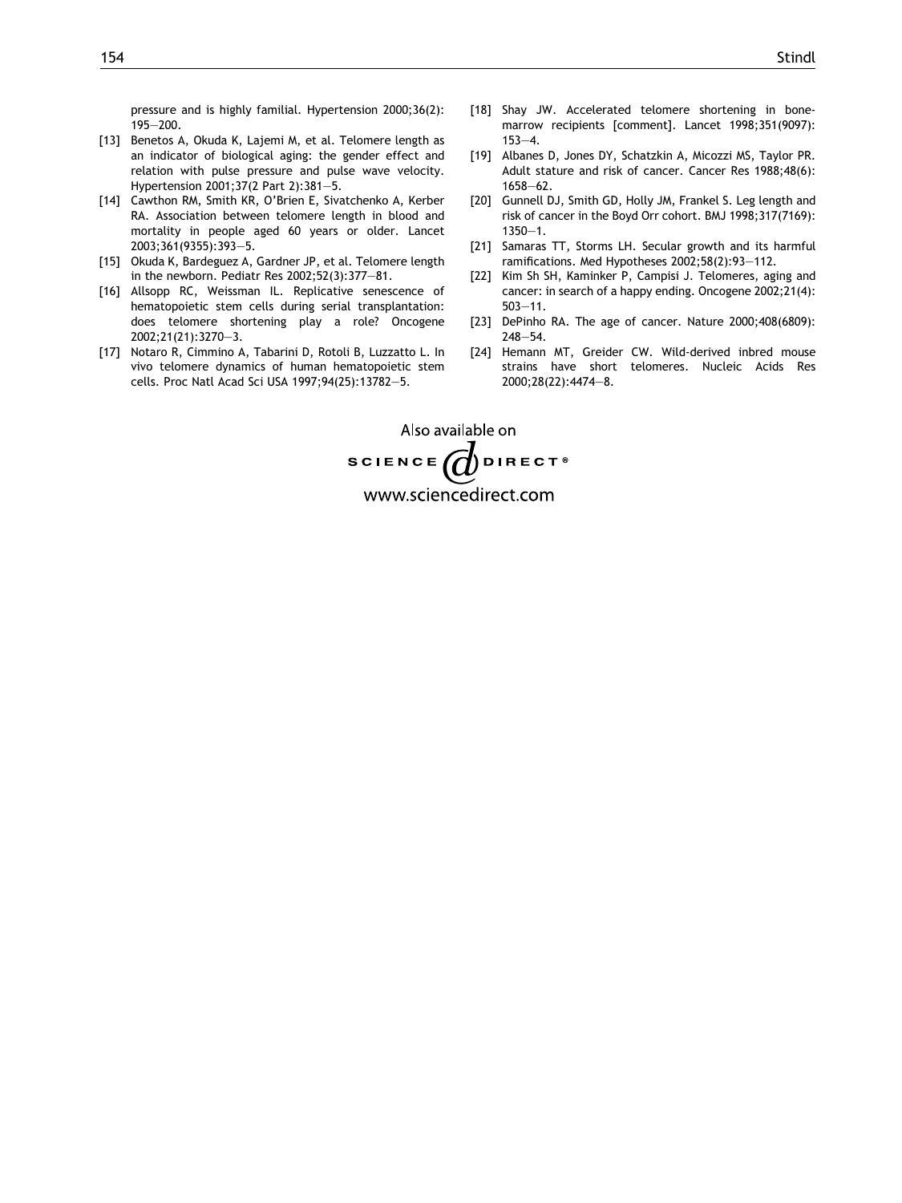pressure and is highly familial. Hypertension 2000;36(2): 195—200.

[13] Benetos A, Okuda K, Lajemi M, et al. Telomere length as an indicator of biological aging: the gender effect and relation with pulse pressure and pulse wave velocity. Hypertension 2001;37(2 Part 2):381—5.

[14] Cawthon RM, Smith KR, O'Brien E, Sivatchenko A, Kerber RA. Association between telomere length in blood and mortality in people aged 60 years or older. Lancet 2003;361(9355):393—5.

[15] Okuda K, Bardeguez A, Gardner JP, et al. Telomere length in the newborn. Pediatr Res 2002;52(3):377—81.

[16] Allsopp RC, Weissman IL. Replicative senescence of hematopoietic stem cells during serial transplantation: does telomere shortening play a role? Oncogene 2002;21(21):3270—3.

[17] Notaro R, Cimmino A, Tabarini D, Rotoli B, Luzzatto L. In vivo telomere dynamics of human hematopoietic stem cells. Proc Natl Acad Sci USA 1997;94(25):13782—5.

[18] Shay JW. Accelerated telomere shortening in bone-marrow recipients [comment]. Lancet 1998;351(9097): 153—4.

[19] Albanes D, Jones DY, Schatzkin A, Micozzi MS, Taylor PR. Adult stature and risk of cancer. Cancer Res 1988;48(6): 1658—62.

[20] Gunnell DJ, Smith GD, Holly JM, Frankel S. Leg length and risk of cancer in the Boyd Orr cohort. BMJ 1998;317(7169): 1350—1.

[21] Samaras TT, Storms LH. Secular growth and its harmful ramifications. Med Hypotheses 2002;58(2):93—112.

[22] Kim Sh SH, Kaminker P, Campisi J. Telomeres, aging and cancer: in search of a happy ending. Oncogene 2002;21(4): 503—11.

[23] DePinho RA. The age of cancer. Nature 2000;408(6809): 248—54.

[24] Hemann MT, Greider CW. Wild-derived inbred mouse strains have short telomeres. Nucleic Acids Res 2000;28(22):4474—8.

Also available on
SCIENCE DIRECT®
www.sciencedirect.com